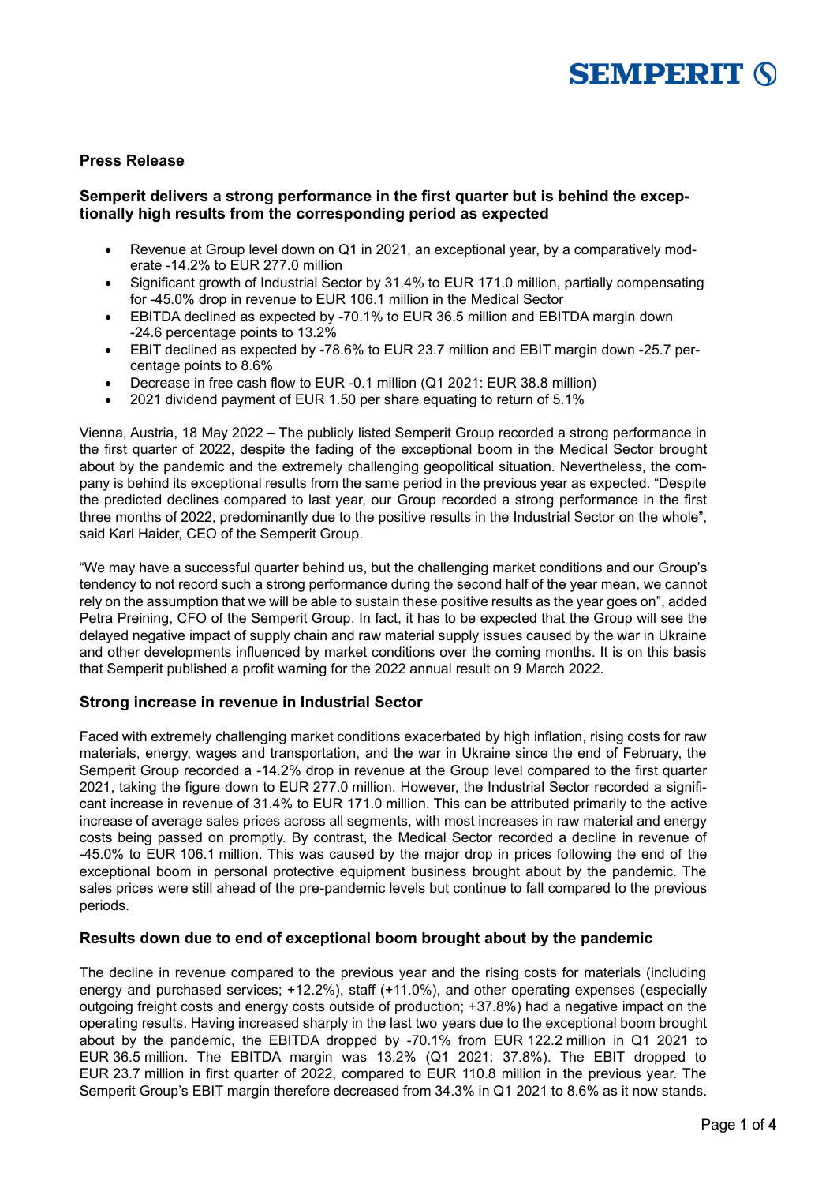SEMPERIT

**Press Release**

## Semperit delivers a strong performance in the first quarter but is behind the exceptionally high results from the corresponding period as expected

- Revenue at Group level down on Q1 in 2021, an exceptional year, by a comparatively moderate -14.2% to EUR 277.0 million
- Significant growth of Industrial Sector by 31.4% to EUR 171.0 million, partially compensating for -45.0% drop in revenue to EUR 106.1 million in the Medical Sector
- EBITDA declined as expected by -70.1% to EUR 36.5 million and EBITDA margin down -24.6 percentage points to 13.2%
- EBIT declined as expected by -78.6% to EUR 23.7 million and EBIT margin down -25.7 percentage points to 8.6%
- Decrease in free cash flow to EUR -0.1 million (Q1 2021: EUR 38.8 million)
- 2021 dividend payment of EUR 1.50 per share equating to return of 5.1%

Vienna, Austria, 18 May 2022 – The publicly listed Semperit Group recorded a strong performance in the first quarter of 2022, despite the fading of the exceptional boom in the Medical Sector brought about by the pandemic and the extremely challenging geopolitical situation. Nevertheless, the company is behind its exceptional results from the same period in the previous year as expected. "Despite the predicted declines compared to last year, our Group recorded a strong performance in the first three months of 2022, predominantly due to the positive results in the Industrial Sector on the whole", said Karl Haider, CEO of the Semperit Group.

"We may have a successful quarter behind us, but the challenging market conditions and our Group's tendency to not record such a strong performance during the second half of the year mean, we cannot rely on the assumption that we will be able to sustain these positive results as the year goes on", added Petra Preining, CFO of the Semperit Group. In fact, it has to be expected that the Group will see the delayed negative impact of supply chain and raw material supply issues caused by the war in Ukraine and other developments influenced by market conditions over the coming months. It is on this basis that Semperit published a profit warning for the 2022 annual result on 9 March 2022.

### Strong increase in revenue in Industrial Sector

Faced with extremely challenging market conditions exacerbated by high inflation, rising costs for raw materials, energy, wages and transportation, and the war in Ukraine since the end of February, the Semperit Group recorded a -14.2% drop in revenue at the Group level compared to the first quarter 2021, taking the figure down to EUR 277.0 million. However, the Industrial Sector recorded a significant increase in revenue of 31.4% to EUR 171.0 million. This can be attributed primarily to the active increase of average sales prices across all segments, with most increases in raw material and energy costs being passed on promptly. By contrast, the Medical Sector recorded a decline in revenue of -45.0% to EUR 106.1 million. This was caused by the major drop in prices following the end of the exceptional boom in personal protective equipment business brought about by the pandemic. The sales prices were still ahead of the pre-pandemic levels but continue to fall compared to the previous periods.

### Results down due to end of exceptional boom brought about by the pandemic

The decline in revenue compared to the previous year and the rising costs for materials (including energy and purchased services; +12.2%), staff (+11.0%), and other operating expenses (especially outgoing freight costs and energy costs outside of production; +37.8%) had a negative impact on the operating results. Having increased sharply in the last two years due to the exceptional boom brought about by the pandemic, the EBITDA dropped by -70.1% from EUR 122.2 million in Q1 2021 to EUR 36.5 million. The EBITDA margin was 13.2% (Q1 2021: 37.8%). The EBIT dropped to EUR 23.7 million in first quarter of 2022, compared to EUR 110.8 million in the previous year. The Semperit Group's EBIT margin therefore decreased from 34.3% in Q1 2021 to 8.6% as it now stands.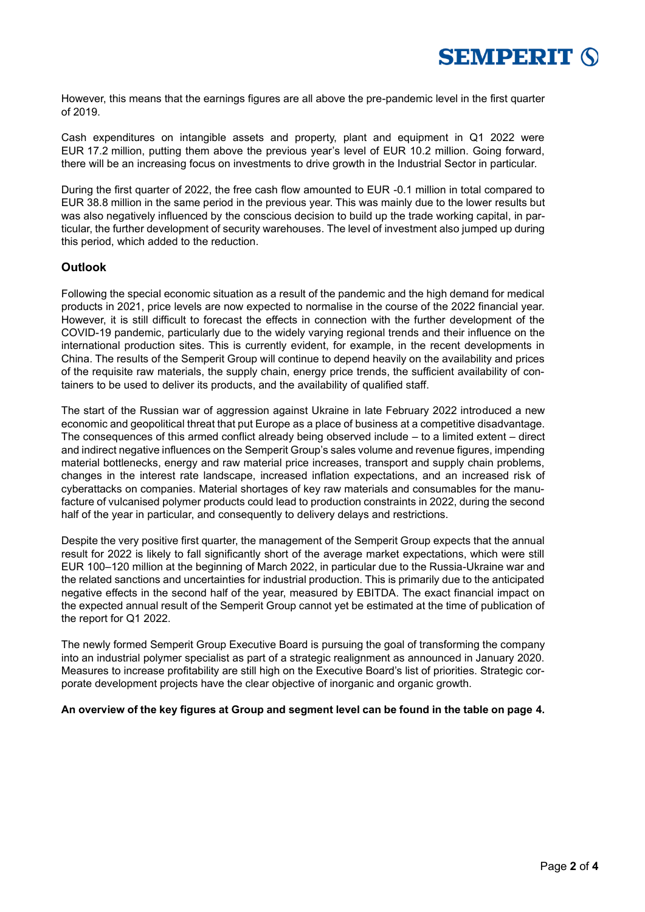However, this means that the earnings figures are all above the pre-pandemic level in the first quarter of 2019.

Cash expenditures on intangible assets and property, plant and equipment in Q1 2022 were EUR 17.2 million, putting them above the previous year's level of EUR 10.2 million. Going forward, there will be an increasing focus on investments to drive growth in the Industrial Sector in particular.

During the first quarter of 2022, the free cash flow amounted to EUR -0.1 million in total compared to EUR 38.8 million in the same period in the previous year. This was mainly due to the lower results but was also negatively influenced by the conscious decision to build up the trade working capital, in particular, the further development of security warehouses. The level of investment also jumped up during this period, which added to the reduction.

## Outlook

Following the special economic situation as a result of the pandemic and the high demand for medical products in 2021, price levels are now expected to normalise in the course of the 2022 financial year. However, it is still difficult to forecast the effects in connection with the further development of the COVID-19 pandemic, particularly due to the widely varying regional trends and their influence on the international production sites. This is currently evident, for example, in the recent developments in China. The results of the Semperit Group will continue to depend heavily on the availability and prices of the requisite raw materials, the supply chain, energy price trends, the sufficient availability of containers to be used to deliver its products, and the availability of qualified staff.

The start of the Russian war of aggression against Ukraine in late February 2022 introduced a new economic and geopolitical threat that put Europe as a place of business at a competitive disadvantage. The consequences of this armed conflict already being observed include – to a limited extent – direct and indirect negative influences on the Semperit Group's sales volume and revenue figures, impending material bottlenecks, energy and raw material price increases, transport and supply chain problems, changes in the interest rate landscape, increased inflation expectations, and an increased risk of cyberattacks on companies. Material shortages of key raw materials and consumables for the manufacture of vulcanised polymer products could lead to production constraints in 2022, during the second half of the year in particular, and consequently to delivery delays and restrictions.

Despite the very positive first quarter, the management of the Semperit Group expects that the annual result for 2022 is likely to fall significantly short of the average market expectations, which were still EUR 100–120 million at the beginning of March 2022, in particular due to the Russia-Ukraine war and the related sanctions and uncertainties for industrial production. This is primarily due to the anticipated negative effects in the second half of the year, measured by EBITDA. The exact financial impact on the expected annual result of the Semperit Group cannot yet be estimated at the time of publication of the report for Q1 2022.

The newly formed Semperit Group Executive Board is pursuing the goal of transforming the company into an industrial polymer specialist as part of a strategic realignment as announced in January 2020. Measures to increase profitability are still high on the Executive Board's list of priorities. Strategic corporate development projects have the clear objective of inorganic and organic growth.

**An overview of the key figures at Group and segment level can be found in the table on page 4.**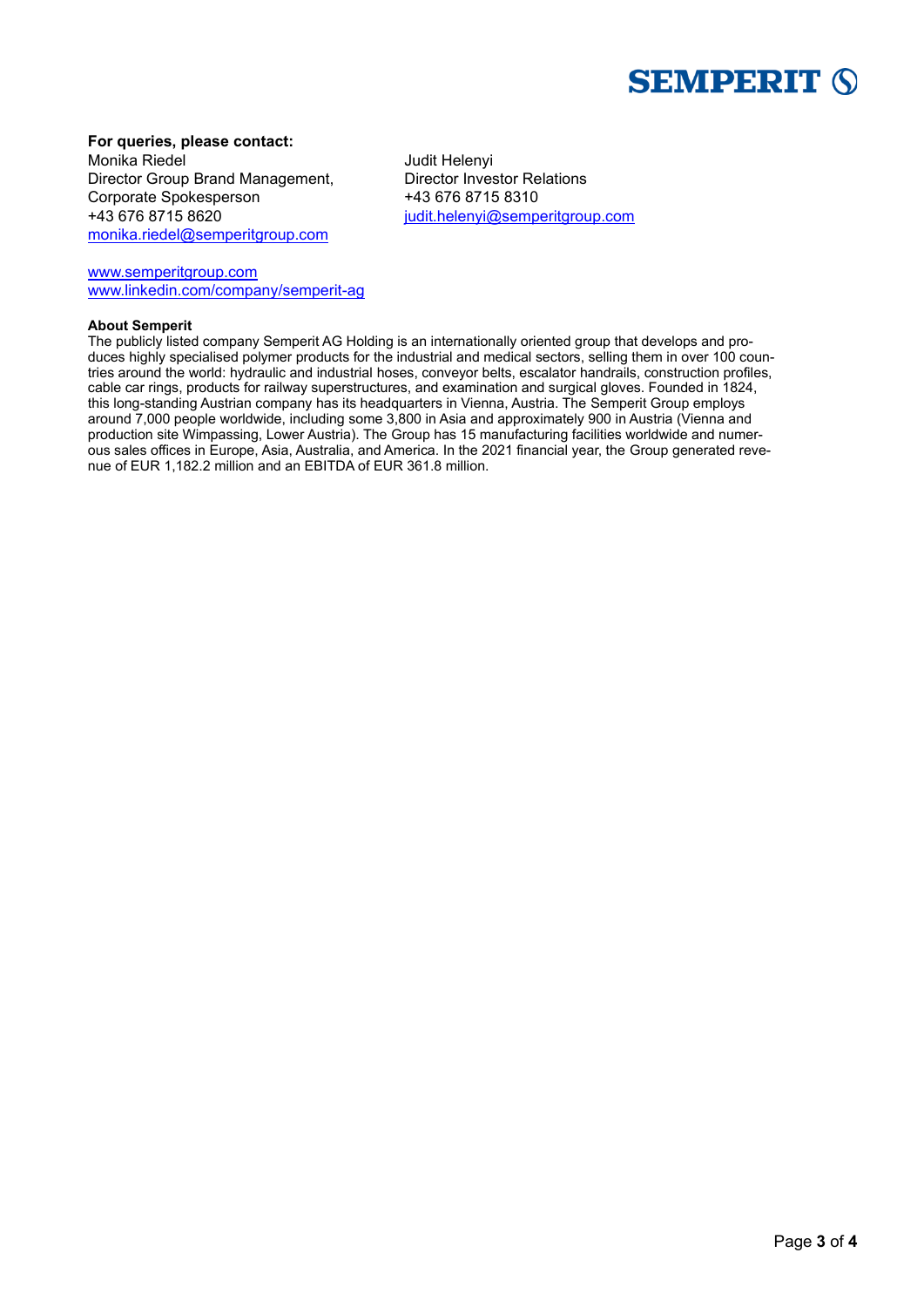**For queries, please contact:**

Monika Riedel
Director Group Brand Management,
Corporate Spokesperson
+43 676 8715 8620
monika.riedel@semperitgroup.com

Judit Helenyi
Director Investor Relations
+43 676 8715 8310
judit.helenyi@semperitgroup.com

www.semperitgroup.com
www.linkedin.com/company/semperit-ag

**About Semperit**

The publicly listed company Semperit AG Holding is an internationally oriented group that develops and produces highly specialised polymer products for the industrial and medical sectors, selling them in over 100 countries around the world: hydraulic and industrial hoses, conveyor belts, escalator handrails, construction profiles, cable car rings, products for railway superstructures, and examination and surgical gloves. Founded in 1824, this long-standing Austrian company has its headquarters in Vienna, Austria. The Semperit Group employs around 7,000 people worldwide, including some 3,800 in Asia and approximately 900 in Austria (Vienna and production site Wimpassing, Lower Austria). The Group has 15 manufacturing facilities worldwide and numerous sales offices in Europe, Asia, Australia, and America. In the 2021 financial year, the Group generated revenue of EUR 1,182.2 million and an EBITDA of EUR 361.8 million.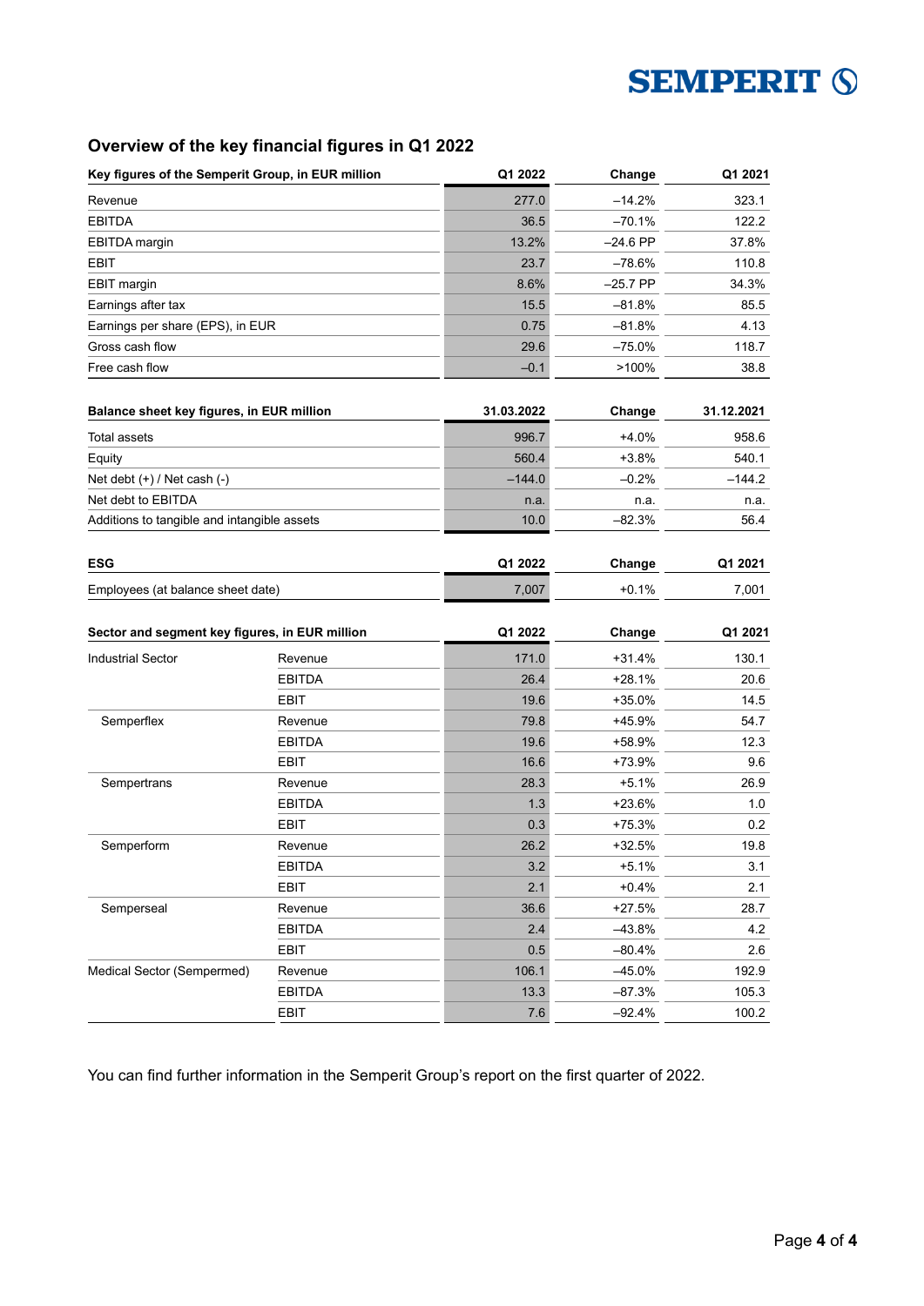## Overview of the key financial figures in Q1 2022

| Key figures of the Semperit Group, in EUR million | Q1 2022 | Change | Q1 2021 |
|---|---|---|---|
| Revenue | 277.0 | –14.2% | 323.1 |
| EBITDA | 36.5 | –70.1% | 122.2 |
| EBITDA margin | 13.2% | –24.6 PP | 37.8% |
| EBIT | 23.7 | –78.6% | 110.8 |
| EBIT margin | 8.6% | –25.7 PP | 34.3% |
| Earnings after tax | 15.5 | –81.8% | 85.5 |
| Earnings per share (EPS), in EUR | 0.75 | –81.8% | 4.13 |
| Gross cash flow | 29.6 | –75.0% | 118.7 |
| Free cash flow | –0.1 | >100% | 38.8 |

| Balance sheet key figures, in EUR million | 31.03.2022 | Change | 31.12.2021 |
|---|---|---|---|
| Total assets | 996.7 | +4.0% | 958.6 |
| Equity | 560.4 | +3.8% | 540.1 |
| Net debt (+) / Net cash (-) | –144.0 | –0.2% | –144.2 |
| Net debt to EBITDA | n.a. | n.a. | n.a. |
| Additions to tangible and intangible assets | 10.0 | –82.3% | 56.4 |

| ESG | Q1 2022 | Change | Q1 2021 |
|---|---|---|---|
| Employees (at balance sheet date) | 7,007 | +0.1% | 7,001 |

| Sector and segment key figures, in EUR million | | Q1 2022 | Change | Q1 2021 |
|---|---|---|---|---|
| Industrial Sector | Revenue | 171.0 | +31.4% | 130.1 |
| | EBITDA | 26.4 | +28.1% | 20.6 |
| | EBIT | 19.6 | +35.0% | 14.5 |
| Semperflex | Revenue | 79.8 | +45.9% | 54.7 |
| | EBITDA | 19.6 | +58.9% | 12.3 |
| | EBIT | 16.6 | +73.9% | 9.6 |
| Sempertrans | Revenue | 28.3 | +5.1% | 26.9 |
| | EBITDA | 1.3 | +23.6% | 1.0 |
| | EBIT | 0.3 | +75.3% | 0.2 |
| Semperform | Revenue | 26.2 | +32.5% | 19.8 |
| | EBITDA | 3.2 | +5.1% | 3.1 |
| | EBIT | 2.1 | +0.4% | 2.1 |
| Semperseal | Revenue | 36.6 | +27.5% | 28.7 |
| | EBITDA | 2.4 | –43.8% | 4.2 |
| | EBIT | 0.5 | –80.4% | 2.6 |
| Medical Sector (Sempermed) | Revenue | 106.1 | –45.0% | 192.9 |
| | EBITDA | 13.3 | –87.3% | 105.3 |
| | EBIT | 7.6 | –92.4% | 100.2 |

You can find further information in the Semperit Group's report on the first quarter of 2022.